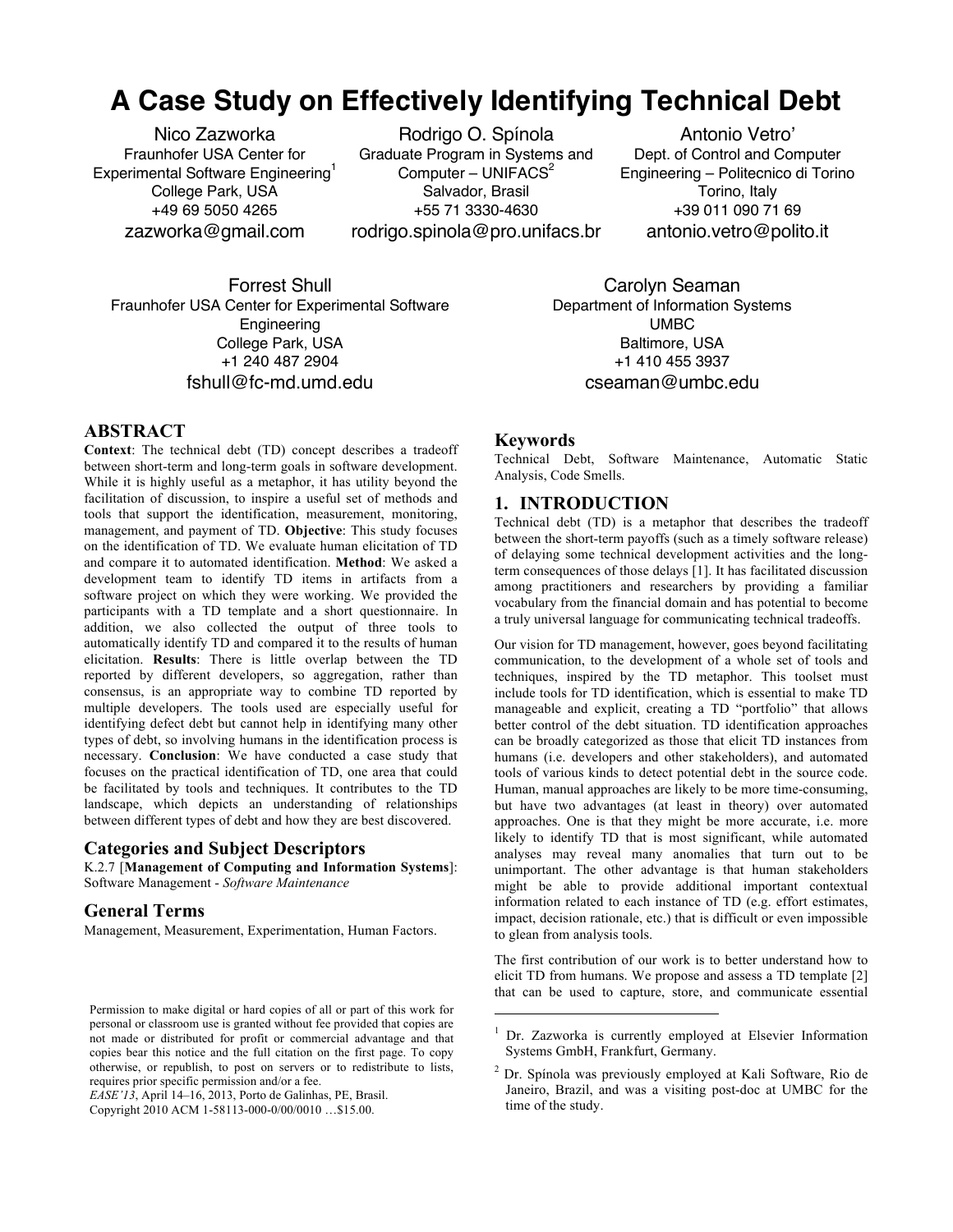# A Case Study on Effectively Identifying Technical Debt

Nico Zazworka
Fraunhofer USA Center for Experimental Software Engineering[1]
College Park, USA
+49 69 5050 4265
zazworka@gmail.com

Rodrigo O. Spínola
Graduate Program in Systems and Computer – UNIFACS[2]
Salvador, Brasil
+55 71 3330-4630
rodrigo.spinola@pro.unifacs.br

Antonio Vetro'
Dept. of Control and Computer Engineering – Politecnico di Torino
Torino, Italy
+39 011 090 71 69
antonio.vetro@polito.it

Forrest Shull
Fraunhofer USA Center for Experimental Software Engineering
College Park, USA
+1 240 487 2904
fshull@fc-md.umd.edu

Carolyn Seaman
Department of Information Systems
UMBC
Baltimore, USA
+1 410 455 3937
cseaman@umbc.edu

## ABSTRACT

**Context**: The technical debt (TD) concept describes a tradeoff between short-term and long-term goals in software development. While it is highly useful as a metaphor, it has utility beyond the facilitation of discussion, to inspire a useful set of methods and tools that support the identification, measurement, monitoring, management, and payment of TD. **Objective**: This study focuses on the identification of TD. We evaluate human elicitation of TD and compare it to automated identification. **Method**: We asked a development team to identify TD items in artifacts from a software project on which they were working. We provided the participants with a TD template and a short questionnaire. In addition, we also collected the output of three tools to automatically identify TD and compared it to the results of human elicitation. **Results**: There is little overlap between the TD reported by different developers, so aggregation, rather than consensus, is an appropriate way to combine TD reported by multiple developers. The tools used are especially useful for identifying defect debt but cannot help in identifying many other types of debt, so involving humans in the identification process is necessary. **Conclusion**: We have conducted a case study that focuses on the practical identification of TD, one area that could be facilitated by tools and techniques. It contributes to the TD landscape, which depicts an understanding of relationships between different types of debt and how they are best discovered.

## Categories and Subject Descriptors

K.2.7 [**Management of Computing and Information Systems**]: Software Management - *Software Maintenance*

## General Terms

Management, Measurement, Experimentation, Human Factors.

Permission to make digital or hard copies of all or part of this work for personal or classroom use is granted without fee provided that copies are not made or distributed for profit or commercial advantage and that copies bear this notice and the full citation on the first page. To copy otherwise, or republish, to post on servers or to redistribute to lists, requires prior specific permission and/or a fee.
*EASE'13*, April 14–16, 2013, Porto de Galinhas, PE, Brasil.
Copyright 2010 ACM 1-58113-000-0/00/0010 …$15.00.

## Keywords

Technical Debt, Software Maintenance, Automatic Static Analysis, Code Smells.

## 1. INTRODUCTION

Technical debt (TD) is a metaphor that describes the tradeoff between the short-term payoffs (such as a timely software release) of delaying some technical development activities and the long-term consequences of those delays [1]. It has facilitated discussion among practitioners and researchers by providing a familiar vocabulary from the financial domain and has potential to become a truly universal language for communicating technical tradeoffs.

Our vision for TD management, however, goes beyond facilitating communication, to the development of a whole set of tools and techniques, inspired by the TD metaphor. This toolset must include tools for TD identification, which is essential to make TD manageable and explicit, creating a TD "portfolio" that allows better control of the debt situation. TD identification approaches can be broadly categorized as those that elicit TD instances from humans (i.e. developers and other stakeholders), and automated tools of various kinds to detect potential debt in the source code. Human, manual approaches are likely to be more time-consuming, but have two advantages (at least in theory) over automated approaches. One is that they might be more accurate, i.e. more likely to identify TD that is most significant, while automated analyses may reveal many anomalies that turn out to be unimportant. The other advantage is that human stakeholders might be able to provide additional important contextual information related to each instance of TD (e.g. effort estimates, impact, decision rationale, etc.) that is difficult or even impossible to glean from analysis tools.

The first contribution of our work is to better understand how to elicit TD from humans. We propose and assess a TD template [2] that can be used to capture, store, and communicate essential

[1] Dr. Zazworka is currently employed at Elsevier Information Systems GmbH, Frankfurt, Germany.

[2] Dr. Spínola was previously employed at Kali Software, Rio de Janeiro, Brazil, and was a visiting post-doc at UMBC for the time of the study.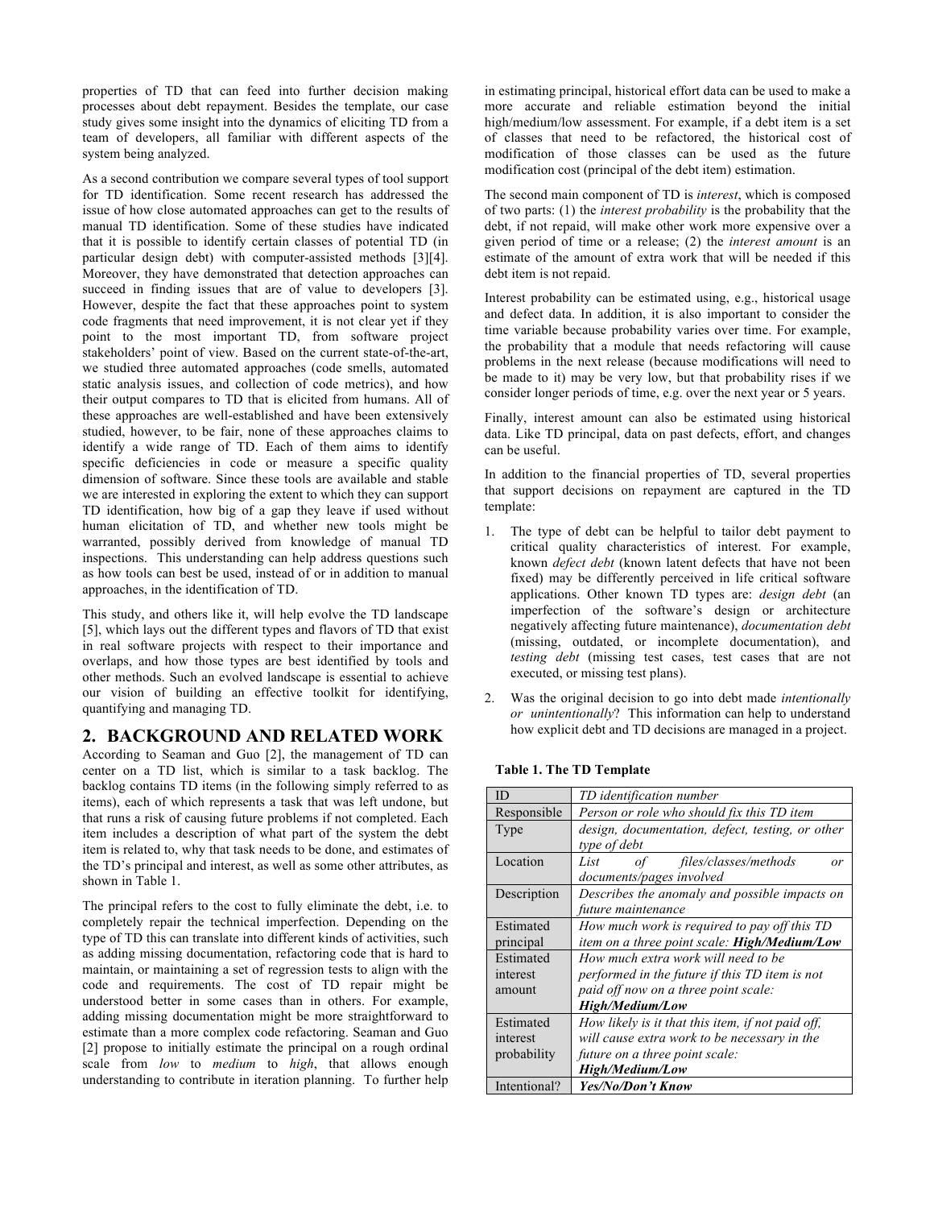properties of TD that can feed into further decision making processes about debt repayment. Besides the template, our case study gives some insight into the dynamics of eliciting TD from a team of developers, all familiar with different aspects of the system being analyzed.

As a second contribution we compare several types of tool support for TD identification. Some recent research has addressed the issue of how close automated approaches can get to the results of manual TD identification. Some of these studies have indicated that it is possible to identify certain classes of potential TD (in particular design debt) with computer-assisted methods [3][4]. Moreover, they have demonstrated that detection approaches can succeed in finding issues that are of value to developers [3]. However, despite the fact that these approaches point to system code fragments that need improvement, it is not clear yet if they point to the most important TD, from software project stakeholders' point of view. Based on the current state-of-the-art, we studied three automated approaches (code smells, automated static analysis issues, and collection of code metrics), and how their output compares to TD that is elicited from humans. All of these approaches are well-established and have been extensively studied, however, to be fair, none of these approaches claims to identify a wide range of TD. Each of them aims to identify specific deficiencies in code or measure a specific quality dimension of software. Since these tools are available and stable we are interested in exploring the extent to which they can support TD identification, how big of a gap they leave if used without human elicitation of TD, and whether new tools might be warranted, possibly derived from knowledge of manual TD inspections. This understanding can help address questions such as how tools can best be used, instead of or in addition to manual approaches, in the identification of TD.

This study, and others like it, will help evolve the TD landscape [5], which lays out the different types and flavors of TD that exist in real software projects with respect to their importance and overlaps, and how those types are best identified by tools and other methods. Such an evolved landscape is essential to achieve our vision of building an effective toolkit for identifying, quantifying and managing TD.

## 2. BACKGROUND AND RELATED WORK

According to Seaman and Guo [2], the management of TD can center on a TD list, which is similar to a task backlog. The backlog contains TD items (in the following simply referred to as items), each of which represents a task that was left undone, but that runs a risk of causing future problems if not completed. Each item includes a description of what part of the system the debt item is related to, why that task needs to be done, and estimates of the TD's principal and interest, as well as some other attributes, as shown in Table 1.

The principal refers to the cost to fully eliminate the debt, i.e. to completely repair the technical imperfection. Depending on the type of TD this can translate into different kinds of activities, such as adding missing documentation, refactoring code that is hard to maintain, or maintaining a set of regression tests to align with the code and requirements. The cost of TD repair might be understood better in some cases than in others. For example, adding missing documentation might be more straightforward to estimate than a more complex code refactoring. Seaman and Guo [2] propose to initially estimate the principal on a rough ordinal scale from *low* to *medium* to *high*, that allows enough understanding to contribute in iteration planning. To further help in estimating principal, historical effort data can be used to make a more accurate and reliable estimation beyond the initial high/medium/low assessment. For example, if a debt item is a set of classes that need to be refactored, the historical cost of modification of those classes can be used as the future modification cost (principal of the debt item) estimation.

The second main component of TD is *interest*, which is composed of two parts: (1) the *interest probability* is the probability that the debt, if not repaid, will make other work more expensive over a given period of time or a release; (2) the *interest amount* is an estimate of the amount of extra work that will be needed if this debt item is not repaid.

Interest probability can be estimated using, e.g., historical usage and defect data. In addition, it is also important to consider the time variable because probability varies over time. For example, the probability that a module that needs refactoring will cause problems in the next release (because modifications will need to be made to it) may be very low, but that probability rises if we consider longer periods of time, e.g. over the next year or 5 years.

Finally, interest amount can also be estimated using historical data. Like TD principal, data on past defects, effort, and changes can be useful.

In addition to the financial properties of TD, several properties that support decisions on repayment are captured in the TD template:

1. The type of debt can be helpful to tailor debt payment to critical quality characteristics of interest. For example, known *defect debt* (known latent defects that have not been fixed) may be differently perceived in life critical software applications. Other known TD types are: *design debt* (an imperfection of the software's design or architecture negatively affecting future maintenance), *documentation debt* (missing, outdated, or incomplete documentation), and *testing debt* (missing test cases, test cases that are not executed, or missing test plans).
2. Was the original decision to go into debt made *intentionally or unintentionally*? This information can help to understand how explicit debt and TD decisions are managed in a project.

**Table 1. The TD Template**

| ID | *TD identification number* |
|---|---|
| Responsible | *Person or role who should fix this TD item* |
| Type | *design, documentation, defect, testing, or other type of debt* |
| Location | *List of files/classes/methods or documents/pages involved* |
| Description | *Describes the anomaly and possible impacts on future maintenance* |
| Estimated principal | *How much work is required to pay off this TD item on a three point scale:* ***High/Medium/Low*** |
| Estimated interest amount | *How much extra work will need to be performed in the future if this TD item is not paid off now on a three point scale:* ***High/Medium/Low*** |
| Estimated interest probability | *How likely is it that this item, if not paid off, will cause extra work to be necessary in the future on a three point scale:* ***High/Medium/Low*** |
| Intentional? | ***Yes/No/Don't Know*** |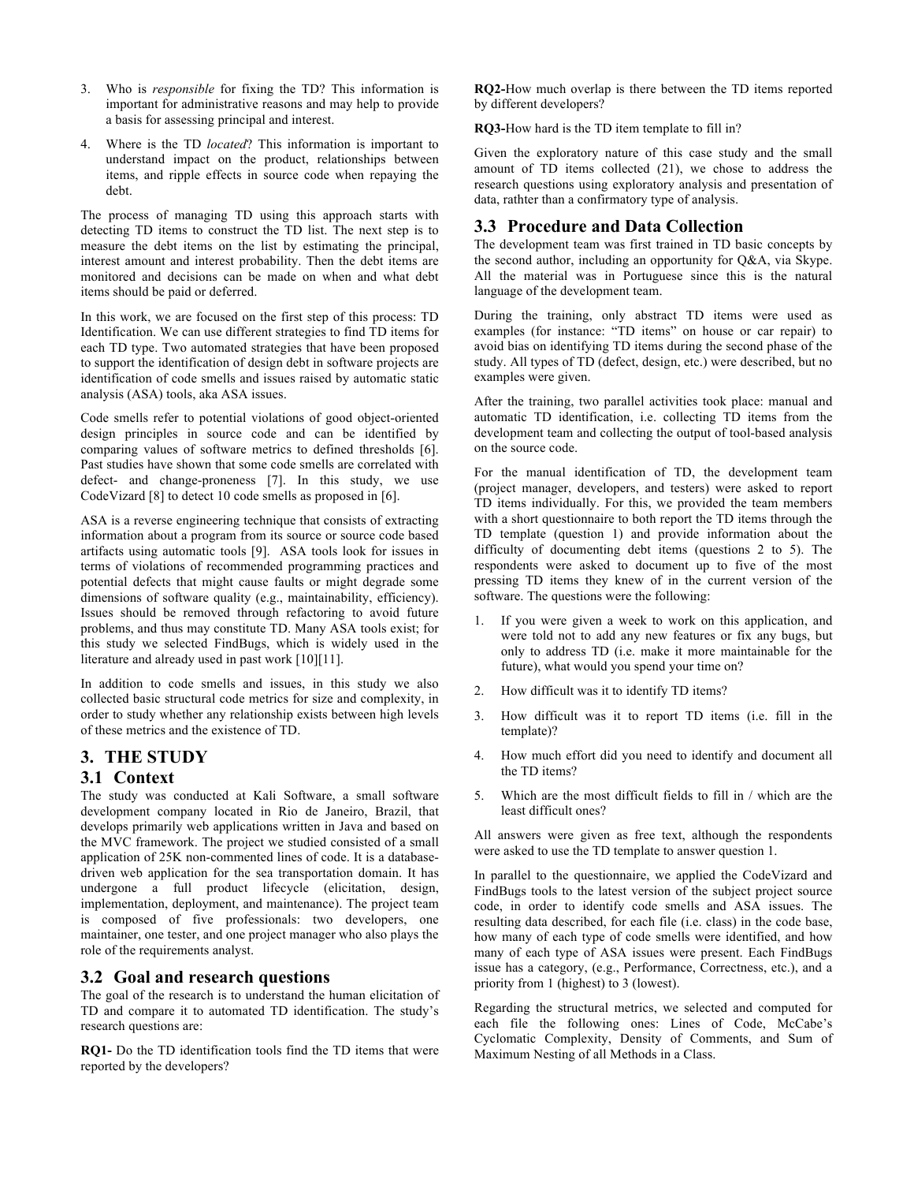3. Who is *responsible* for fixing the TD? This information is important for administrative reasons and may help to provide a basis for assessing principal and interest.

4. Where is the TD *located*? This information is important to understand impact on the product, relationships between items, and ripple effects in source code when repaying the debt.

The process of managing TD using this approach starts with detecting TD items to construct the TD list. The next step is to measure the debt items on the list by estimating the principal, interest amount and interest probability. Then the debt items are monitored and decisions can be made on when and what debt items should be paid or deferred.

In this work, we are focused on the first step of this process: TD Identification. We can use different strategies to find TD items for each TD type. Two automated strategies that have been proposed to support the identification of design debt in software projects are identification of code smells and issues raised by automatic static analysis (ASA) tools, aka ASA issues.

Code smells refer to potential violations of good object-oriented design principles in source code and can be identified by comparing values of software metrics to defined thresholds [6]. Past studies have shown that some code smells are correlated with defect- and change-proneness [7]. In this study, we use CodeVizard [8] to detect 10 code smells as proposed in [6].

ASA is a reverse engineering technique that consists of extracting information about a program from its source or source code based artifacts using automatic tools [9]. ASA tools look for issues in terms of violations of recommended programming practices and potential defects that might cause faults or might degrade some dimensions of software quality (e.g., maintainability, efficiency). Issues should be removed through refactoring to avoid future problems, and thus may constitute TD. Many ASA tools exist; for this study we selected FindBugs, which is widely used in the literature and already used in past work [10][11].

In addition to code smells and issues, in this study we also collected basic structural code metrics for size and complexity, in order to study whether any relationship exists between high levels of these metrics and the existence of TD.

## 3. THE STUDY

### 3.1 Context

The study was conducted at Kali Software, a small software development company located in Rio de Janeiro, Brazil, that develops primarily web applications written in Java and based on the MVC framework. The project we studied consisted of a small application of 25K non-commented lines of code. It is a database-driven web application for the sea transportation domain. It has undergone a full product lifecycle (elicitation, design, implementation, deployment, and maintenance). The project team is composed of five professionals: two developers, one maintainer, one tester, and one project manager who also plays the role of the requirements analyst.

### 3.2 Goal and research questions

The goal of the research is to understand the human elicitation of TD and compare it to automated TD identification. The study's research questions are:

**RQ1-** Do the TD identification tools find the TD items that were reported by the developers?

**RQ2-**How much overlap is there between the TD items reported by different developers?

**RQ3-**How hard is the TD item template to fill in?

Given the exploratory nature of this case study and the small amount of TD items collected (21), we chose to address the research questions using exploratory analysis and presentation of data, rathter than a confirmatory type of analysis.

### 3.3 Procedure and Data Collection

The development team was first trained in TD basic concepts by the second author, including an opportunity for Q&A, via Skype. All the material was in Portuguese since this is the natural language of the development team.

During the training, only abstract TD items were used as examples (for instance: "TD items" on house or car repair) to avoid bias on identifying TD items during the second phase of the study. All types of TD (defect, design, etc.) were described, but no examples were given.

After the training, two parallel activities took place: manual and automatic TD identification, i.e. collecting TD items from the development team and collecting the output of tool-based analysis on the source code.

For the manual identification of TD, the development team (project manager, developers, and testers) were asked to report TD items individually. For this, we provided the team members with a short questionnaire to both report the TD items through the TD template (question 1) and provide information about the difficulty of documenting debt items (questions 2 to 5). The respondents were asked to document up to five of the most pressing TD items they knew of in the current version of the software. The questions were the following:

1. If you were given a week to work on this application, and were told not to add any new features or fix any bugs, but only to address TD (i.e. make it more maintainable for the future), what would you spend your time on?
2. How difficult was it to identify TD items?
3. How difficult was it to report TD items (i.e. fill in the template)?
4. How much effort did you need to identify and document all the TD items?
5. Which are the most difficult fields to fill in / which are the least difficult ones?

All answers were given as free text, although the respondents were asked to use the TD template to answer question 1.

In parallel to the questionnaire, we applied the CodeVizard and FindBugs tools to the latest version of the subject project source code, in order to identify code smells and ASA issues. The resulting data described, for each file (i.e. class) in the code base, how many of each type of code smells were identified, and how many of each type of ASA issues were present. Each FindBugs issue has a category, (e.g., Performance, Correctness, etc.), and a priority from 1 (highest) to 3 (lowest).

Regarding the structural metrics, we selected and computed for each file the following ones: Lines of Code, McCabe's Cyclomatic Complexity, Density of Comments, and Sum of Maximum Nesting of all Methods in a Class.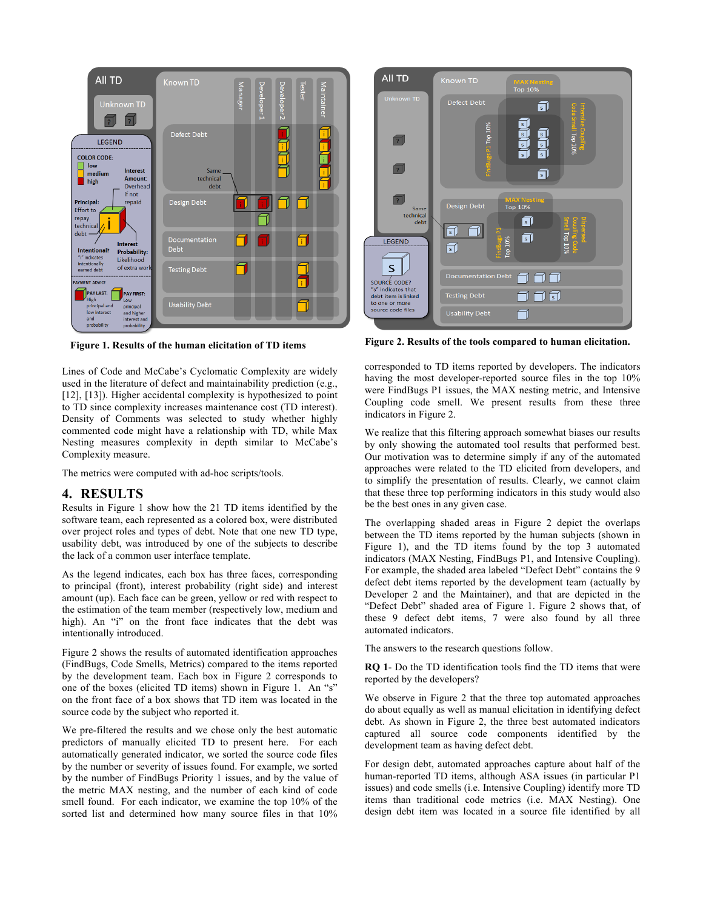Figure 1. Results of the human elicitation of TD items

Figure 2. Results of the tools compared to human elicitation.

Lines of Code and McCabe's Cyclomatic Complexity are widely used in the literature of defect and maintainability prediction (e.g., [12], [13]). Higher accidental complexity is hypothesized to point to TD since complexity increases maintenance cost (TD interest). Density of Comments was selected to study whether highly commented code might have a relationship with TD, while Max Nesting measures complexity in depth similar to McCabe's Complexity measure.

The metrics were computed with ad-hoc scripts/tools.

## 4. RESULTS

Results in Figure 1 show how the 21 TD items identified by the software team, each represented as a colored box, were distributed over project roles and types of debt. Note that one new TD type, usability debt, was introduced by one of the subjects to describe the lack of a common user interface template.

As the legend indicates, each box has three faces, corresponding to principal (front), interest probability (right side) and interest amount (up). Each face can be green, yellow or red with respect to the estimation of the team member (respectively low, medium and high). An "i" on the front face indicates that the debt was intentionally introduced.

Figure 2 shows the results of automated identification approaches (FindBugs, Code Smells, Metrics) compared to the items reported by the development team. Each box in Figure 2 corresponds to one of the boxes (elicited TD items) shown in Figure 1. An "s" on the front face of a box shows that TD item was located in the source code by the subject who reported it.

We pre-filtered the results and we chose only the best automatic predictors of manually elicited TD to present here. For each automatically generated indicator, we sorted the source code files by the number or severity of issues found. For example, we sorted by the number of FindBugs Priority 1 issues, and by the value of the metric MAX nesting, and the number of each kind of code smell found. For each indicator, we examine the top 10% of the sorted list and determined how many source files in that 10% corresponded to TD items reported by developers. The indicators having the most developer-reported source files in the top 10% were FindBugs P1 issues, the MAX nesting metric, and Intensive Coupling code smell. We present results from these three indicators in Figure 2.

We realize that this filtering approach somewhat biases our results by only showing the automated tool results that performed best. Our motivation was to determine simply if any of the automated approaches were related to the TD elicited from developers, and to simplify the presentation of results. Clearly, we cannot claim that these three top performing indicators in this study would also be the best ones in any given case.

The overlapping shaded areas in Figure 2 depict the overlaps between the TD items reported by the human subjects (shown in Figure 1), and the TD items found by the top 3 automated indicators (MAX Nesting, FindBugs P1, and Intensive Coupling). For example, the shaded area labeled "Defect Debt" contains the 9 defect debt items reported by the development team (actually by Developer 2 and the Maintainer), and that are depicted in the "Defect Debt" shaded area of Figure 1. Figure 2 shows that, of these 9 defect debt items, 7 were also found by all three automated indicators.

The answers to the research questions follow.

**RQ 1**- Do the TD identification tools find the TD items that were reported by the developers?

We observe in Figure 2 that the three top automated approaches do about equally as well as manual elicitation in identifying defect debt. As shown in Figure 2, the three best automated indicators captured all source code components identified by the development team as having defect debt.

For design debt, automated approaches capture about half of the human-reported TD items, although ASA issues (in particular P1 issues) and code smells (i.e. Intensive Coupling) identify more TD items than traditional code metrics (i.e. MAX Nesting). One design debt item was located in a source file identified by all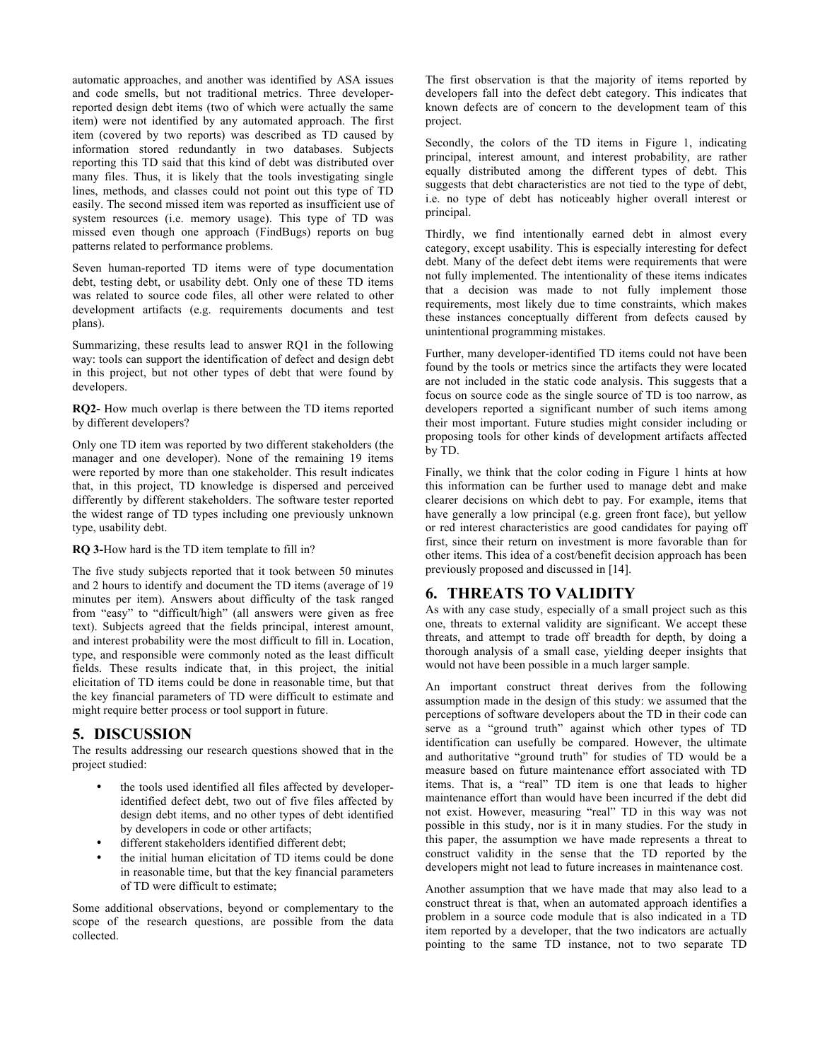automatic approaches, and another was identified by ASA issues and code smells, but not traditional metrics. Three developer-reported design debt items (two of which were actually the same item) were not identified by any automated approach. The first item (covered by two reports) was described as TD caused by information stored redundantly in two databases. Subjects reporting this TD said that this kind of debt was distributed over many files. Thus, it is likely that the tools investigating single lines, methods, and classes could not point out this type of TD easily. The second missed item was reported as insufficient use of system resources (i.e. memory usage). This type of TD was missed even though one approach (FindBugs) reports on bug patterns related to performance problems.

Seven human-reported TD items were of type documentation debt, testing debt, or usability debt. Only one of these TD items was related to source code files, all other were related to other development artifacts (e.g. requirements documents and test plans).

Summarizing, these results lead to answer RQ1 in the following way: tools can support the identification of defect and design debt in this project, but not other types of debt that were found by developers.

**RQ2-** How much overlap is there between the TD items reported by different developers?

Only one TD item was reported by two different stakeholders (the manager and one developer). None of the remaining 19 items were reported by more than one stakeholder. This result indicates that, in this project, TD knowledge is dispersed and perceived differently by different stakeholders. The software tester reported the widest range of TD types including one previously unknown type, usability debt.

**RQ 3-**How hard is the TD item template to fill in?

The five study subjects reported that it took between 50 minutes and 2 hours to identify and document the TD items (average of 19 minutes per item). Answers about difficulty of the task ranged from "easy" to "difficult/high" (all answers were given as free text). Subjects agreed that the fields principal, interest amount, and interest probability were the most difficult to fill in. Location, type, and responsible were commonly noted as the least difficult fields. These results indicate that, in this project, the initial elicitation of TD items could be done in reasonable time, but that the key financial parameters of TD were difficult to estimate and might require better process or tool support in future.

## 5. DISCUSSION

The results addressing our research questions showed that in the project studied:

- the tools used identified all files affected by developer-identified defect debt, two out of five files affected by design debt items, and no other types of debt identified by developers in code or other artifacts;
- different stakeholders identified different debt;
- the initial human elicitation of TD items could be done in reasonable time, but that the key financial parameters of TD were difficult to estimate;

Some additional observations, beyond or complementary to the scope of the research questions, are possible from the data collected.

The first observation is that the majority of items reported by developers fall into the defect debt category. This indicates that known defects are of concern to the development team of this project.

Secondly, the colors of the TD items in Figure 1, indicating principal, interest amount, and interest probability, are rather equally distributed among the different types of debt. This suggests that debt characteristics are not tied to the type of debt, i.e. no type of debt has noticeably higher overall interest or principal.

Thirdly, we find intentionally earned debt in almost every category, except usability. This is especially interesting for defect debt. Many of the defect debt items were requirements that were not fully implemented. The intentionality of these items indicates that a decision was made to not fully implement those requirements, most likely due to time constraints, which makes these instances conceptually different from defects caused by unintentional programming mistakes.

Further, many developer-identified TD items could not have been found by the tools or metrics since the artifacts they were located are not included in the static code analysis. This suggests that a focus on source code as the single source of TD is too narrow, as developers reported a significant number of such items among their most important. Future studies might consider including or proposing tools for other kinds of development artifacts affected by TD.

Finally, we think that the color coding in Figure 1 hints at how this information can be further used to manage debt and make clearer decisions on which debt to pay. For example, items that have generally a low principal (e.g. green front face), but yellow or red interest characteristics are good candidates for paying off first, since their return on investment is more favorable than for other items. This idea of a cost/benefit decision approach has been previously proposed and discussed in [14].

## 6. THREATS TO VALIDITY

As with any case study, especially of a small project such as this one, threats to external validity are significant. We accept these threats, and attempt to trade off breadth for depth, by doing a thorough analysis of a small case, yielding deeper insights that would not have been possible in a much larger sample.

An important construct threat derives from the following assumption made in the design of this study: we assumed that the perceptions of software developers about the TD in their code can serve as a "ground truth" against which other types of TD identification can usefully be compared. However, the ultimate and authoritative "ground truth" for studies of TD would be a measure based on future maintenance effort associated with TD items. That is, a "real" TD item is one that leads to higher maintenance effort than would have been incurred if the debt did not exist. However, measuring "real" TD in this way was not possible in this study, nor is it in many studies. For the study in this paper, the assumption we have made represents a threat to construct validity in the sense that the TD reported by the developers might not lead to future increases in maintenance cost.

Another assumption that we have made that may also lead to a construct threat is that, when an automated approach identifies a problem in a source code module that is also indicated in a TD item reported by a developer, that the two indicators are actually pointing to the same TD instance, not to two separate TD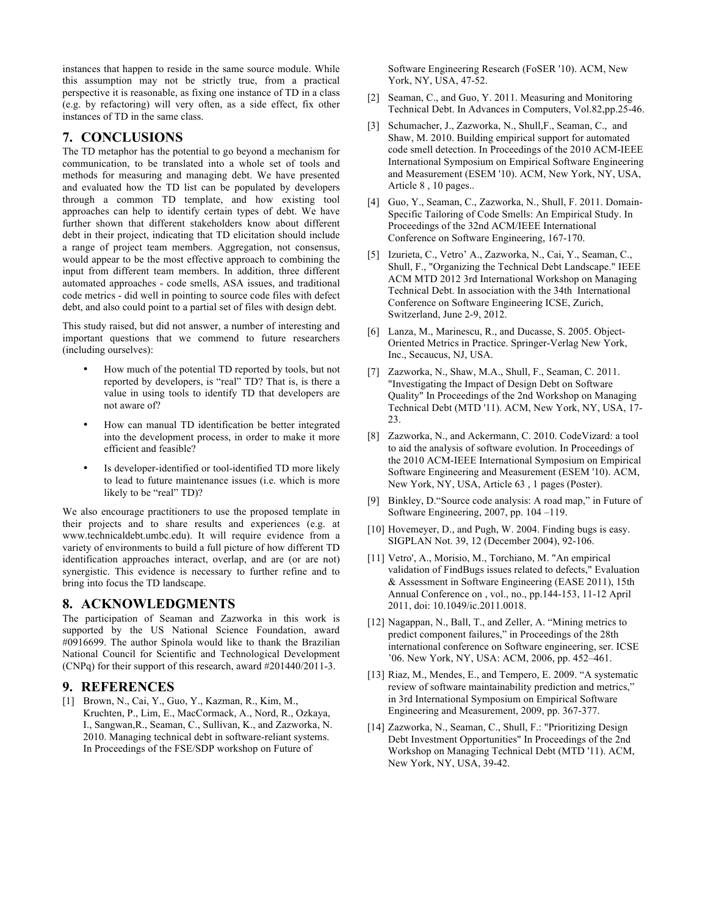instances that happen to reside in the same source module. While this assumption may not be strictly true, from a practical perspective it is reasonable, as fixing one instance of TD in a class (e.g. by refactoring) will very often, as a side effect, fix other instances of TD in the same class.

## 7. CONCLUSIONS

The TD metaphor has the potential to go beyond a mechanism for communication, to be translated into a whole set of tools and methods for measuring and managing debt. We have presented and evaluated how the TD list can be populated by developers through a common TD template, and how existing tool approaches can help to identify certain types of debt. We have further shown that different stakeholders know about different debt in their project, indicating that TD elicitation should include a range of project team members. Aggregation, not consensus, would appear to be the most effective approach to combining the input from different team members. In addition, three different automated approaches - code smells, ASA issues, and traditional code metrics - did well in pointing to source code files with defect debt, and also could point to a partial set of files with design debt.

This study raised, but did not answer, a number of interesting and important questions that we commend to future researchers (including ourselves):

- How much of the potential TD reported by tools, but not reported by developers, is "real" TD? That is, is there a value in using tools to identify TD that developers are not aware of?
- How can manual TD identification be better integrated into the development process, in order to make it more efficient and feasible?
- Is developer-identified or tool-identified TD more likely to lead to future maintenance issues (i.e. which is more likely to be "real" TD)?

We also encourage practitioners to use the proposed template in their projects and to share results and experiences (e.g. at www.technicaldebt.umbc.edu). It will require evidence from a variety of environments to build a full picture of how different TD identification approaches interact, overlap, and are (or are not) synergistic. This evidence is necessary to further refine and to bring into focus the TD landscape.

## 8. ACKNOWLEDGMENTS

The participation of Seaman and Zazworka in this work is supported by the US National Science Foundation, award #0916699. The author Spínola would like to thank the Brazilian National Council for Scientific and Technological Development (CNPq) for their support of this research, award #201440/2011-3.

## 9. REFERENCES

[1] Brown, N., Cai, Y., Guo, Y., Kazman, R., Kim, M., Kruchten, P., Lim, E., MacCormack, A., Nord, R., Ozkaya, I., Sangwan,R., Seaman, C., Sullivan, K., and Zazworka, N. 2010. Managing technical debt in software-reliant systems. In Proceedings of the FSE/SDP workshop on Future of Software Engineering Research (FoSER '10). ACM, New York, NY, USA, 47-52.

[2] Seaman, C., and Guo, Y. 2011. Measuring and Monitoring Technical Debt. In Advances in Computers, Vol.82,pp.25-46.

[3] Schumacher, J., Zazworka, N., Shull,F., Seaman, C., and Shaw, M. 2010. Building empirical support for automated code smell detection. In Proceedings of the 2010 ACM-IEEE International Symposium on Empirical Software Engineering and Measurement (ESEM '10). ACM, New York, NY, USA, Article 8 , 10 pages..

[4] Guo, Y., Seaman, C., Zazworka, N., Shull, F. 2011. Domain-Specific Tailoring of Code Smells: An Empirical Study. In Proceedings of the 32nd ACM/IEEE International Conference on Software Engineering, 167-170.

[5] Izurieta, C., Vetro' A., Zazworka, N., Cai, Y., Seaman, C., Shull, F., "Organizing the Technical Debt Landscape." IEEE ACM MTD 2012 3rd International Workshop on Managing Technical Debt. In association with the 34th International Conference on Software Engineering ICSE, Zurich, Switzerland, June 2-9, 2012.

[6] Lanza, M., Marinescu, R., and Ducasse, S. 2005. Object-Oriented Metrics in Practice. Springer-Verlag New York, Inc., Secaucus, NJ, USA.

[7] Zazworka, N., Shaw, M.A., Shull, F., Seaman, C. 2011. "Investigating the Impact of Design Debt on Software Quality" In Proceedings of the 2nd Workshop on Managing Technical Debt (MTD '11). ACM, New York, NY, USA, 17-23.

[8] Zazworka, N., and Ackermann, C. 2010. CodeVizard: a tool to aid the analysis of software evolution. In Proceedings of the 2010 ACM-IEEE International Symposium on Empirical Software Engineering and Measurement (ESEM '10). ACM, New York, NY, USA, Article 63 , 1 pages (Poster).

[9] Binkley, D."Source code analysis: A road map," in Future of Software Engineering, 2007, pp. 104 –119.

[10] Hovemeyer, D., and Pugh, W. 2004. Finding bugs is easy. SIGPLAN Not. 39, 12 (December 2004), 92-106.

[11] Vetro', A., Morisio, M., Torchiano, M. "An empirical validation of FindBugs issues related to defects," Evaluation & Assessment in Software Engineering (EASE 2011), 15th Annual Conference on , vol., no., pp.144-153, 11-12 April 2011, doi: 10.1049/ic.2011.0018.

[12] Nagappan, N., Ball, T., and Zeller, A. "Mining metrics to predict component failures," in Proceedings of the 28th international conference on Software engineering, ser. ICSE '06. New York, NY, USA: ACM, 2006, pp. 452–461.

[13] Riaz, M., Mendes, E., and Tempero, E. 2009. "A systematic review of software maintainability prediction and metrics," in 3rd International Symposium on Empirical Software Engineering and Measurement, 2009, pp. 367-377.

[14] Zazworka, N., Seaman, C., Shull, F.: "Prioritizing Design Debt Investment Opportunities" In Proceedings of the 2nd Workshop on Managing Technical Debt (MTD '11). ACM, New York, NY, USA, 39-42.